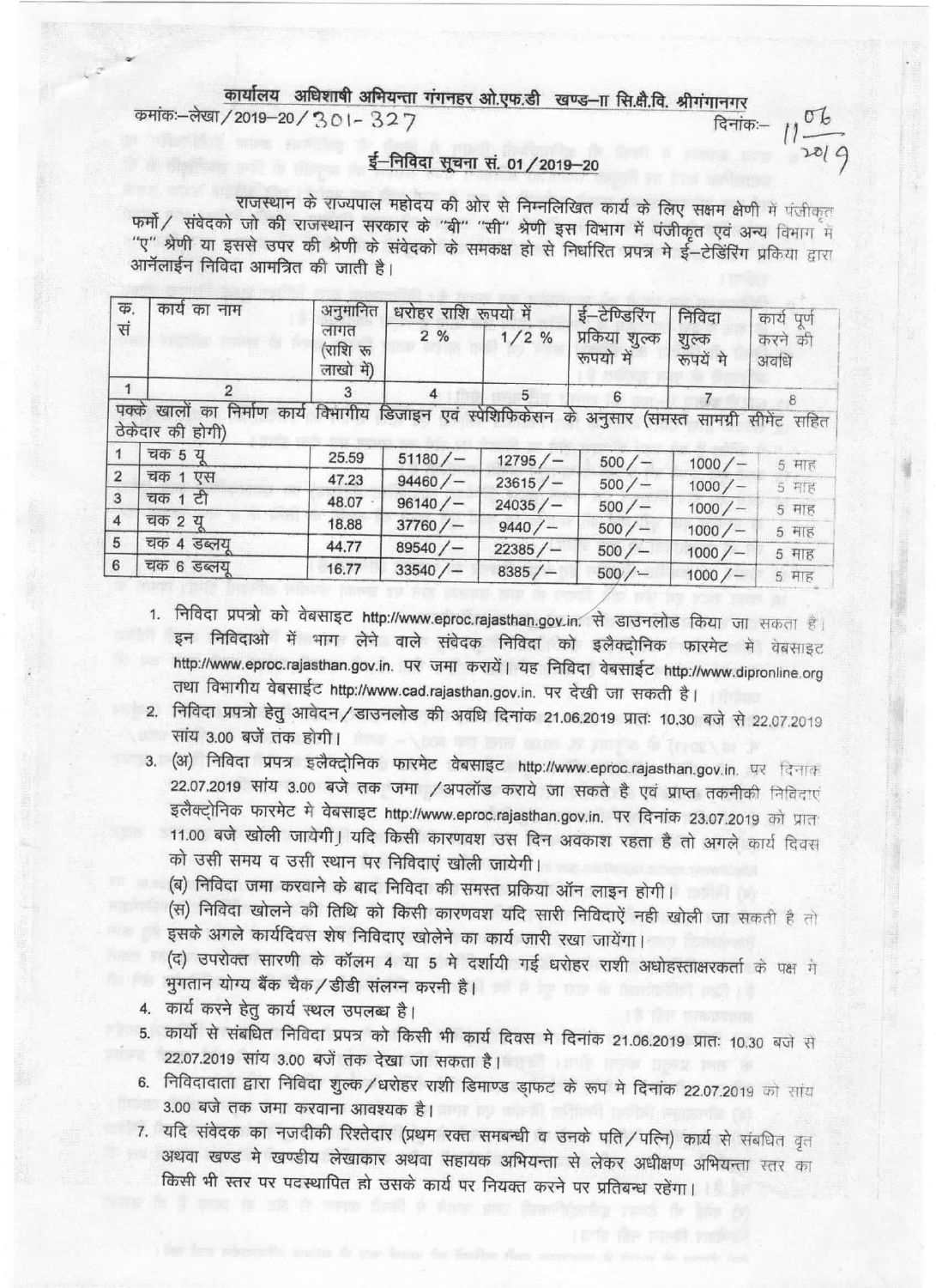# कार्यालय अधिशाषी अभियन्ता गंगनहर ओ.एफ.डी खण्ड–II सि.क्षे.वि. श्रीगंगानगर

क्रमांकः–लेखा/2019–20/301-327 दिनांकः– 11/06/2019

## ई–निविदा सूचना सं. 01/2019–20

राजस्थान के राज्यपाल महोदय की ओर से निम्नलिखित कार्य के लिए सक्षम क्षेणी में पंजीकृत फर्मो/ संवेदको जो की राजस्थान सरकार के "बी" "सी" श्रेणी इस विभाग में पंजीकृत एवं अन्य विभाग में "ए" श्रेणी या इससे उपर की श्रेणी के संवेदको के समकक्ष हो से निर्धारित प्रपत्र मे ई–टेडिंरिंग प्रकिया द्वारा आनलाईन निविदा आमन्त्रित की जाती है।

| क. सं | कार्य का नाम | अनुमानित लागत (राशि रू लाखो में) | धरोहर राशि रूपयो में 2 % | 1/2 % | ई–टेण्डिरिंग प्रकिया शुल्क रूपयो में | निविदा शुल्क रूपयें मे | कार्य पूर्ण करने की अवधि |
|---|---|---|---|---|---|---|---|
| 1 | 2 | 3 | 4 | 5 | 6 | 7 | 8 |
| पक्के खालों का निर्माण कार्य विभागीय डिजाइन एवं स्पेशिफिकेसन के अनुसार (समस्त सामग्री सीमेंट सहित ठेकेदार की होगी) | | | | | | | |
| 1 | चक 5 यू | 25.59 | 51180/– | 12795/– | 500/– | 1000/– | 5 माह |
| 2 | चक 1 एस | 47.23 | 94460/– | 23615/– | 500/– | 1000/– | 5 माह |
| 3 | चक 1 टी | 48.07 | 96140/– | 24035/– | 500/– | 1000/– | 5 माह |
| 4 | चक 2 यू | 18.88 | 37760/– | 9440/– | 500/– | 1000/– | 5 माह |
| 5 | चक 4 डब्लयू | 44.77 | 89540/– | 22385/– | 500/– | 1000/– | 5 माह |
| 6 | चक 6 डब्लयू | 16.77 | 33540/– | 8385/– | 500/– | 1000/– | 5 माह |

1. निविदा प्रपत्रो को वेबसाइट http://www.eproc.rajasthan.gov.in. से डाउनलोड किया जा सकता है। इन निविदाओ में भाग लेने वाले संवेदक निविदा को इलैक्ट्रोनिक फारमेट मे वेबसाइट http://www.eproc.rajasthan.gov.in. पर जमा करायें। यह निविदा वेबसाईट http://www.dipronline.org तथा विभागीय वेबसाईट http://www.cad.rajasthan.gov.in. पर देखी जा सकती है।
2. निविदा प्रपत्रो हेतु आवेदन/डाउनलोड की अवधि दिनांक 21.06.2019 प्रातः 10.30 बजे से 22.07.2019 सांय 3.00 बजें तक होगी।
3. (अ) निविदा प्रपत्र इलैक्ट्रोनिक फारमेट वेबसाइट http://www.eproc.rajasthan.gov.in. पर दिनांक 22.07.2019 सांय 3.00 बजे तक जमा /अपलॉड कराये जा सकते है एवं प्राप्त तकनीकी निविदाएं इलैक्ट्रोनिक फारमेट मे वेबसाइट http://www.eproc.rajasthan.gov.in. पर दिनांक 23.07.2019 को प्रातः 11.00 बजे खोली जायेगी। यदि किसी कारणवश उस दिन अवकाश रहता है तो अगले कार्य दिवस को उसी समय व उसी स्थान पर निविदाएं खोली जायेगी।
   (ब) निविदा जमा करवाने के बाद निविदा की समस्त प्रकिया ऑन लाइन होगी।
   (स) निविदा खोलने की तिथि को किसी कारणवश यदि सारी निविदाऐं नही खोली जा सकती है तो इसके अगले कार्यदिवस शेष निविदाए खोलेने का कार्य जारी रखा जायेंगा।
   (द) उपरोक्त सारणी के कॉलम 4 या 5 मे दर्शायी गई धरोहर राशी अधोहस्ताक्षरकर्ता के पक्ष मे भुगतान योग्य बैंक चैक/डीडी संलग्न करनी है।
4. कार्य करने हेतु कार्य स्थल उपलब्ध है।
5. कार्यो से संबधित निविदा प्रपत्र को किसी भी कार्य दिवस मे दिनांक 21.06.2019 प्रातः 10.30 बजे से 22.07.2019 सांय 3.00 बजें तक देखा जा सकता है।
6. निविदादाता द्वारा निविदा शुल्क/धरोहर राशी डिमाण्ड ड्राफट के रूप मे दिनांक 22.07.2019 को सांय 3.00 बजे तक जमा करवाना आवश्यक है।
7. यदि संवेदक का नजदीकी रिश्तेदार (प्रथम रक्त समबन्धी व उनके पति/पत्नि) कार्य से संबधित वृत अथवा खण्ड मे खण्डीय लेखाकार अथवा सहायक अभियन्ता से लेकर अधीक्षण अभियन्ता स्तर का किसी भी स्तर पर पदस्थापित हो उसके कार्य पर नियक्त करने पर प्रतिबन्ध रहेंगा।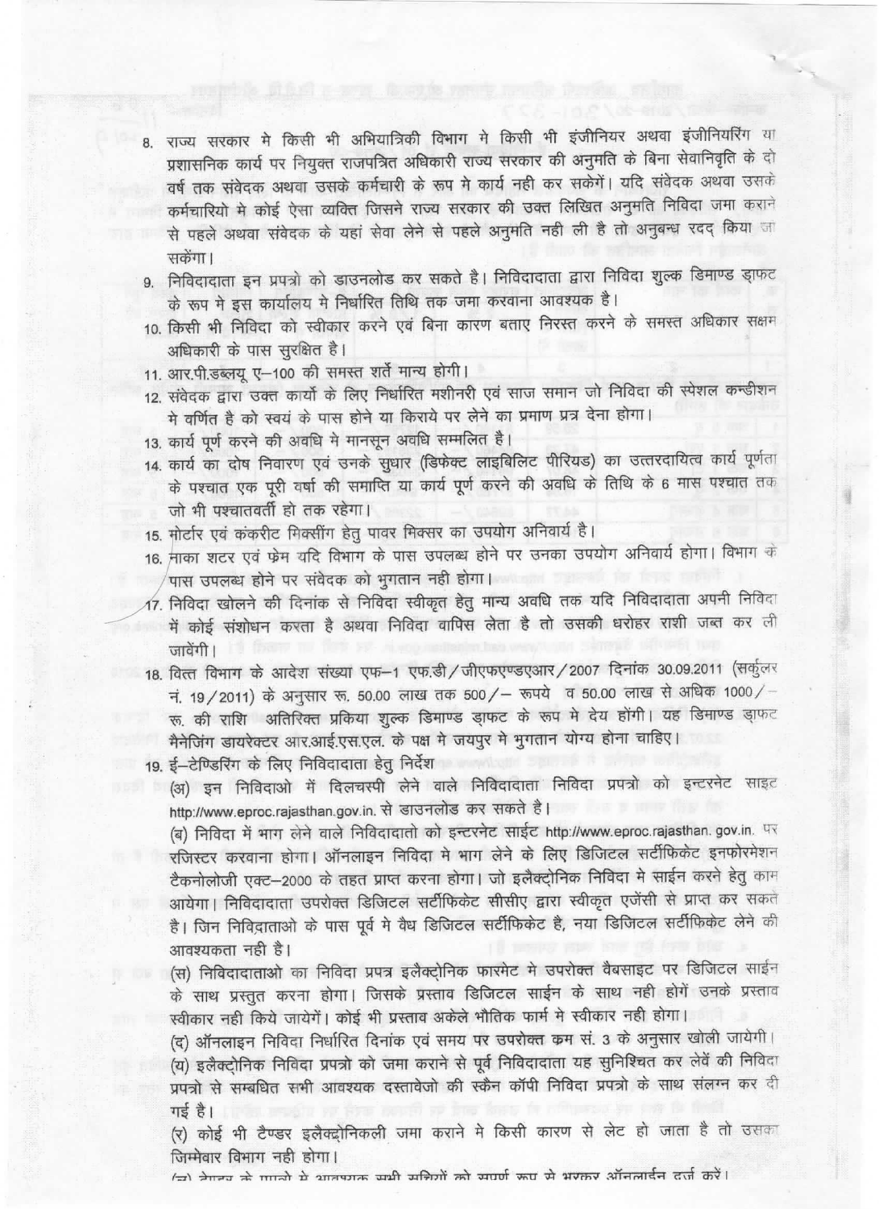8. राज्य सरकार मे किसी भी अभियान्त्रिकी विभाग मे किसी भी इंजीनियर अथवा इंजीनियरिंग या प्रशासनिक कार्य पर नियुक्त राजपत्रित अधिकारी राज्य सरकार की अनुमति के बिना सेवानिवृत्ति के दो वर्ष तक संवेदक अथवा उसके कर्मचारी के रूप मे कार्य नही कर सकेगें। यदि संवेदक अथवा उसके कर्मचारियो मे कोई ऐसा व्यक्ति जिसने राज्य सरकार की उक्त लिखित अनुमति निविदा जमा कराने से पहले अथवा संवेदक के यहां सेवा लेने से पहले अनुमति नही ली है तो अनुबन्ध रदद् किया जा सकेंगा।
9. निविदादाता इन प्रपत्रो को डाउनलोड कर सकते है। निविदादाता द्वारा निविदा शुल्क डिमाण्ड ड्राफ्ट के रूप मे इस कार्यालय मे निर्धारित तिथि तक जमा करवाना आवश्यक है।
10. किसी भी निविदा को स्वीकार करने एवं बिना कारण बताए निरस्त करने के समस्त अधिकार सक्षम अधिकारी के पास सुरक्षित है।
11. आर.पी.डब्ल्यू ए–100 की समस्त शर्ते मान्य होगी।
12. संवेदक द्वारा उक्त कार्यो के लिए निर्धारित मशीनरी एवं साज समान जो निविदा की स्पेशल कन्डीशन मे वर्णित है को स्वयं के पास होने या किराये पर लेने का प्रमाण प्रत्र देना होगा।
13. कार्य पूर्ण करने की अवधि मे मानसून अवधि सम्मलित है।
14. कार्य का दोष निवारण एवं उनके सुधार (डिफेक्ट लाइबिलिट पीरियड) का उत्तरदायित्व कार्य पूर्णता के पश्चात एक पूरी वर्षा की समाप्ति या कार्य पूर्ण करने की अवधि के तिथि के 6 मास पश्चात तक जो भी पश्चातवर्ती हो तक रहेगा।
15. मोर्टार एवं कंकरीट मिक्सींग हेतु पावर मिक्सर का उपयोग अनिवार्य है।
16. नाका शटर एवं फ्रेम यदि विभाग के पास उपलब्ध होने पर उनका उपयोग अनिवार्य होगा। विभाग के पास उपलब्ध होने पर संवेदक को भुगतान नही होगा।
17. निविदा खोलने की दिनांक से निविदा स्वीकृत हेतु मान्य अवधि तक यदि निविदादाता अपनी निविदा में कोई संशोधन करता है अथवा निविदा वापिस लेता है तो उसकी धरोहर राशी जब्त कर ली जावेंगी।
18. वित्त विभाग के आदेश संख्या एफ–1 एफ.डी/जीएफएण्डएआर/2007 दिनांक 30.09.2011 (सर्कुलर नं. 19/2011) के अनुसार रू. 50.00 लाख तक 500/– रूपये व 50.00 लाख से अधिक 1000/– रू. की राशि अतिरिक्त प्रकिया शुल्क डिमाण्ड ड्राफट के रूप मे देय होंगी। यह डिमाण्ड ड्राफ्ट मैनेजिंग डायरेक्टर आर.आई.एस.एल. के पक्ष मे जयपुर मे भुगतान योग्य होना चाहिए।
19. ई–टेण्डिरिंग के लिए निविदादाता हेतु निर्देश

   (अ) इन निविदाओ में दिलचस्पी लेने वाले निविदादाता निविदा प्रपत्रो को इन्टरनेट साइट http://www.eproc.rajasthan.gov.in. से डाउनलोड कर सकते है।

   (ब) निविदा में भाग लेने वाले निविदादातो को इन्टरनेट साईट http://www.eproc.rajasthan. gov.in. पर रजिस्टर करवाना होगा। ऑनलाइन निविदा मे भाग लेने के लिए डिजिटल सर्टीफिकेट इनफोरमेशन टैक्नोलोजी एक्ट–2000 के तहत प्राप्त करना होगा। जो इलैक्ट्रोनिक निविदा मे साईन करने हेतु काम आयेगा। निविदादाता उपरोक्त डिजिटल सर्टीफिकेट सीसीए द्वारा स्वीकृत एजेंसी से प्राप्त कर सकते है। जिन निविदाताओ के पास पूर्व मे वैध डिजिटल सर्टीफिकेट है, नया डिजिटल सर्टीफिकेट लेने की आवश्यकता नही है।

   (स) निविदादाताओ का निविदा प्रपत्र इलैक्ट्रोनिक फारमेट मे उपरोक्त वैबसाइट पर डिजिटल साईन के साथ प्रस्तुत करना होगा। जिसके प्रस्ताव डिजिटल साईन के साथ नही होगें उनके प्रस्ताव स्वीकार नही किये जायेगें। कोई भी प्रस्ताव अकेले भौतिक फार्म मे स्वीकार नही होगा।

   (द) ऑनलाइन निविदा निर्धारित दिनांक एवं समय पर उपरोक्त कम सं. 3 के अनुसार खोली जायेगी।

   (य) इलैक्ट्रोनिक निविदा प्रपत्रो को जमा कराने से पूर्व निविदादाता यह सुनिश्चित कर लेवें की निविदा प्रपत्रो से सम्बधित सभी आवश्यक दस्तावेजो की स्कैन कॉपी निविदा प्रपत्रो के साथ संलग्न कर दी गई है।

   (र) कोई भी टैण्डर इलैक्ट्रोनिकली जमा कराने मे किसी कारण से लेट हो जाता है तो उसका जिम्मेवार विभाग नही होगा।

   (ल) टेण्डर के प्रारूप मे आवश्यक सभी प्रविष्टियों को सम्पूर्ण रूप से भरकर ऑनलाईन दर्ज करें।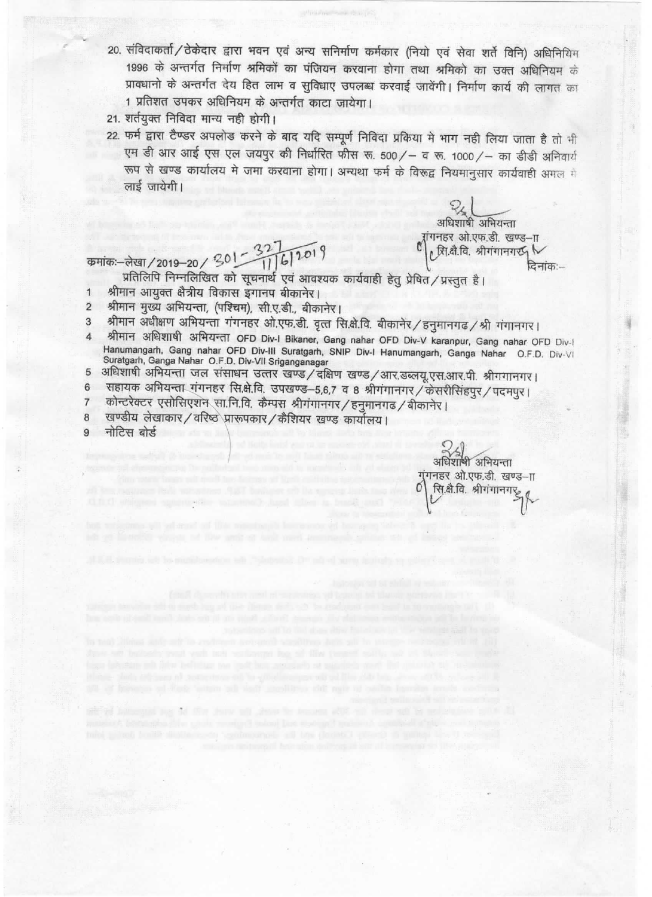20. संविदाकर्ता/ठेकेदार द्वारा भवन एवं अन्य सनिर्माण कर्मकार (नियो एवं सेवा शर्ते विनि) अधिनियम 1996 के अन्तर्गत निर्माण श्रमिकों का पंजियन करवाना होगा तथा श्रमिको का उक्त अधिनियम के प्रावधानो के अन्तर्गत देय हित लाभ व सुविधाए उपलब्ध करवाई जावेंगी। निर्माण कार्य की लागत का 1 प्रतिशत उपकर अधिनियम के अन्तर्गत काटा जायेगा।

21. शर्तयुक्त निविदा मान्य नही होगी।

22. फर्म द्वारा टैण्डर अपलोड करने के बाद यदि सम्पूर्ण निविदा प्रकिया मे भाग नही लिया जाता है तो भी एम डी आर आई एस एल जयपुर की निर्धारित फीस रू. 500/– व रू. 1000/– का डीडी अनिवार्य रूप से खण्ड कार्यालय मे जमा करवाना होगा। अन्यथा फर्म के विरूद्व नियमानुसार कार्यवाही अमल मे लाई जायेगी।

अधिशाषी अभियन्ता
गंगनहर ओ.एफ.डी. खण्ड–II
सि.क्षै.वि. श्रीगंगानगर

कमांकः–लेखा/2019–20/ 301-327 11/6/2019 दिनांकः–

प्रतिलिपि निम्नलिखित को सूचनार्थ एवं आवश्यक कार्यवाही हेतु प्रेषित/प्रस्तुत है।

1 श्रीमान आयुक्त क्षैत्रीय विकास इगानप बीकानेर।
2 श्रीमान मुख्य अभियन्ता, (पश्चिम), सी.ए.डी., बीकानेर।
3 श्रीमान अधीक्षण अभियन्ता गंगनहर ओ.एफ.डी. वृत्त सि.क्षे.वि. बीकानेर/हनुमानगढ/श्री गंगानगर।
4 श्रीमान अधिशाषी अभियन्ता OFD Div-I Bikaner, Gang nahar OFD Div-V karanpur, Gang nahar OFD Div-I Hanumangarh, Gang nahar OFD Div-III Suratgarh, SNIP Div-I Hanumangarh, Ganga Nahar O.F.D. Div-VI Suratgarh, Ganga Nahar O.F.D. Div-VII Sriganganagar
5 अधिशाषी अभियन्ता जल संसाधन उत्तर खण्ड/दक्षिण खण्ड/आर.डब्लयू.एस.आर.पी. श्रीगगानगर।
6 सहायक अभियन्ता गंगनहर सि.क्षे.वि. उपखण्ड–5,6,7 व 8 श्रीगंगानगर/केसरीसिंहपुर/पदमपुर।
7 कोन्टरेक्टर एसोसिएशन सा.नि.वि. कैम्पस श्रीगंगानगर/हनुमानगढ/बीकानेर।
8 खण्डीय लेखाकार/वरिष्ठ प्रारूपकार/कैशियर खण्ड कार्यालय।
9 नोटिस बोर्ड

अधिशाषी अभियन्ता
गंगनहर ओ.एफ.डी. खण्ड–II
सि.क्षै.वि. श्रीगंगानगर